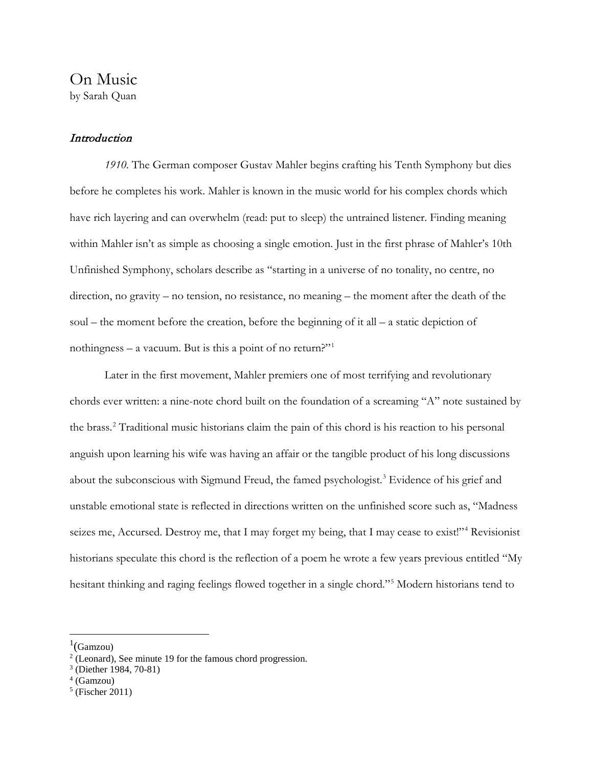# On Music

by Sarah Quan

## *Introduction*

*1910*. The German composer Gustav Mahler begins crafting his Tenth Symphony but dies before he completes his work. Mahler is known in the music world for his complex chords which have rich layering and can overwhelm (read: put to sleep) the untrained listener. Finding meaning within Mahler isn't as simple as choosing a single emotion. Just in the first phrase of Mahler's 10th Unfinished Symphony, scholars describe as "starting in a universe of no tonality, no centre, no direction, no gravity – no tension, no resistance, no meaning – the moment after the death of the soul – the moment before the creation, before the beginning of it all – a static depiction of nothingness – a vacuum. But is this a point of no return?"[1]

Later in the first movement, Mahler premiers one of most terrifying and revolutionary chords ever written: a nine-note chord built on the foundation of a screaming "A" note sustained by the brass.[2] Traditional music historians claim the pain of this chord is his reaction to his personal anguish upon learning his wife was having an affair or the tangible product of his long discussions about the subconscious with Sigmund Freud, the famed psychologist.[3] Evidence of his grief and unstable emotional state is reflected in directions written on the unfinished score such as, "Madness seizes me, Accursed. Destroy me, that I may forget my being, that I may cease to exist!"[4] Revisionist historians speculate this chord is the reflection of a poem he wrote a few years previous entitled "My hesitant thinking and raging feelings flowed together in a single chord."[5] Modern historians tend to

---

[1] (Gamzou)

[2] (Leonard), See minute 19 for the famous chord progression.

[3] (Diether 1984, 70-81)

[4] (Gamzou)

[5] (Fischer 2011)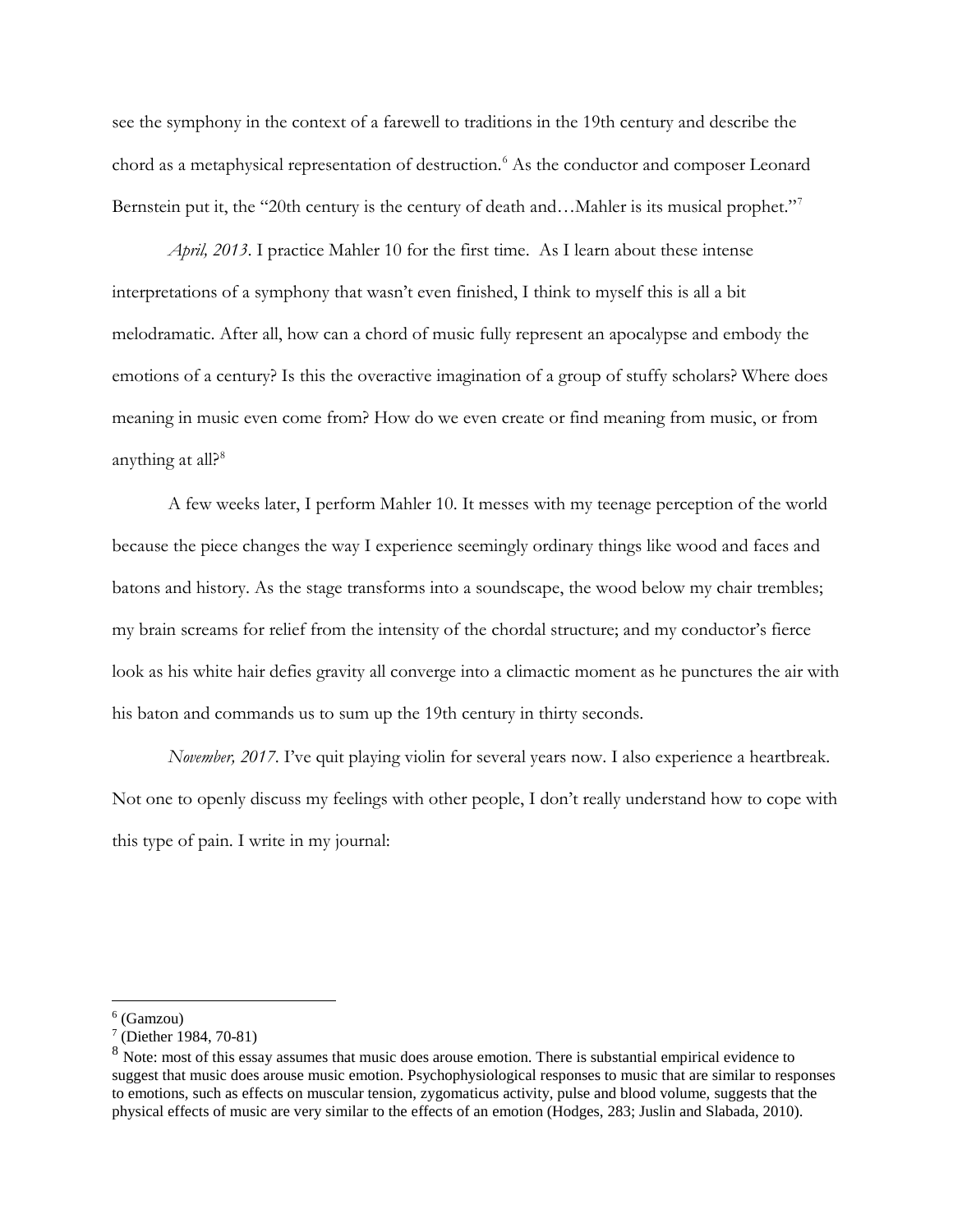see the symphony in the context of a farewell to traditions in the 19th century and describe the chord as a metaphysical representation of destruction.[6] As the conductor and composer Leonard Bernstein put it, the "20th century is the century of death and…Mahler is its musical prophet."[7]

*April, 2013*. I practice Mahler 10 for the first time. As I learn about these intense interpretations of a symphony that wasn't even finished, I think to myself this is all a bit melodramatic. After all, how can a chord of music fully represent an apocalypse and embody the emotions of a century? Is this the overactive imagination of a group of stuffy scholars? Where does meaning in music even come from? How do we even create or find meaning from music, or from anything at all?[8]

A few weeks later, I perform Mahler 10. It messes with my teenage perception of the world because the piece changes the way I experience seemingly ordinary things like wood and faces and batons and history. As the stage transforms into a soundscape, the wood below my chair trembles; my brain screams for relief from the intensity of the chordal structure; and my conductor's fierce look as his white hair defies gravity all converge into a climactic moment as he punctures the air with his baton and commands us to sum up the 19th century in thirty seconds.

*November, 2017*. I've quit playing violin for several years now. I also experience a heartbreak. Not one to openly discuss my feelings with other people, I don't really understand how to cope with this type of pain. I write in my journal:

---

[6] (Gamzou)

[7] (Diether 1984, 70-81)

[8] Note: most of this essay assumes that music does arouse emotion. There is substantial empirical evidence to suggest that music does arouse music emotion. Psychophysiological responses to music that are similar to responses to emotions, such as effects on muscular tension, zygomaticus activity, pulse and blood volume, suggests that the physical effects of music are very similar to the effects of an emotion (Hodges, 283; Juslin and Slabada, 2010).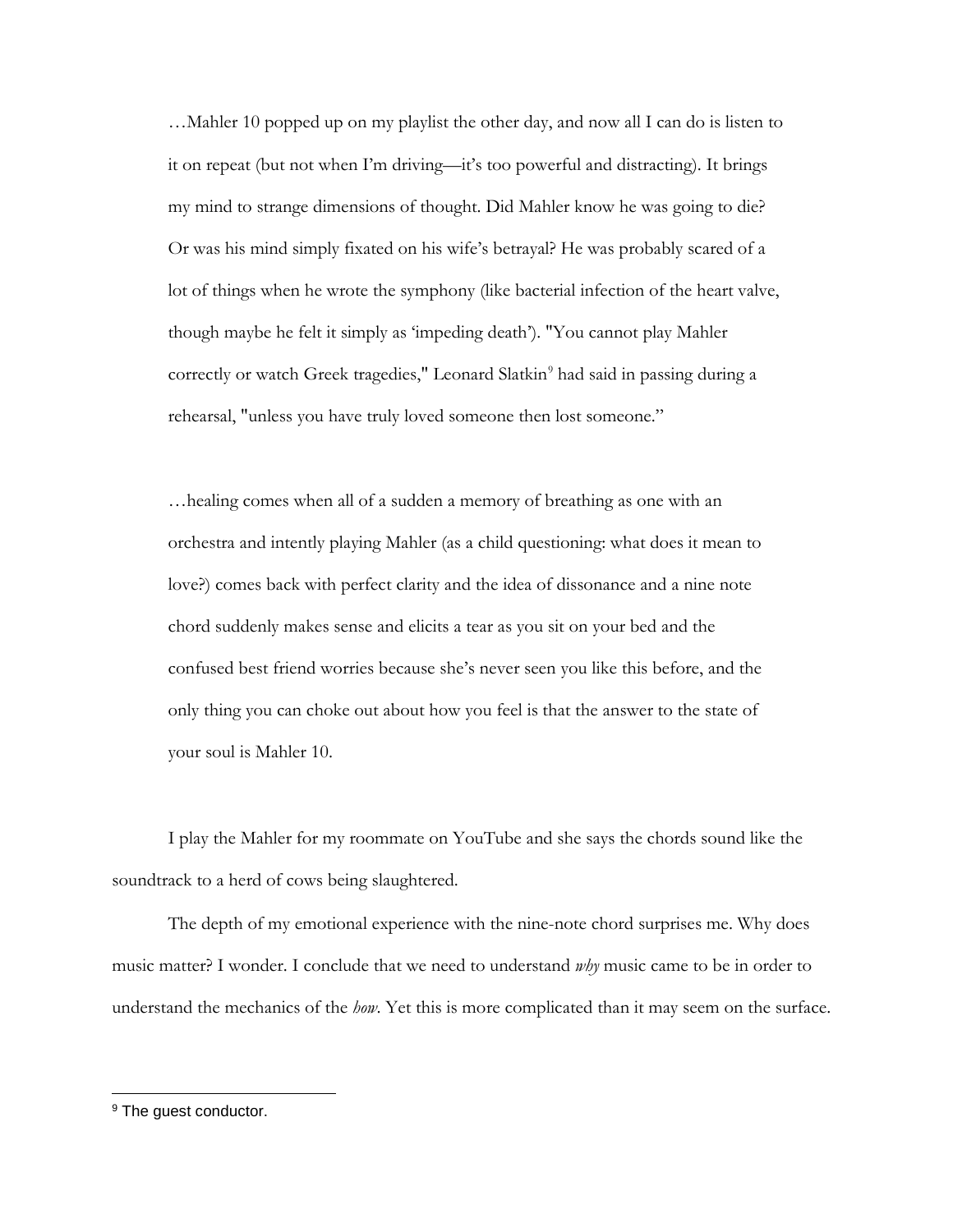…Mahler 10 popped up on my playlist the other day, and now all I can do is listen to it on repeat (but not when I'm driving—it's too powerful and distracting). It brings my mind to strange dimensions of thought. Did Mahler know he was going to die? Or was his mind simply fixated on his wife's betrayal? He was probably scared of a lot of things when he wrote the symphony (like bacterial infection of the heart valve, though maybe he felt it simply as 'impeding death'). "You cannot play Mahler correctly or watch Greek tragedies," Leonard Slatkin[9] had said in passing during a rehearsal, "unless you have truly loved someone then lost someone."

…healing comes when all of a sudden a memory of breathing as one with an orchestra and intently playing Mahler (as a child questioning: what does it mean to love?) comes back with perfect clarity and the idea of dissonance and a nine note chord suddenly makes sense and elicits a tear as you sit on your bed and the confused best friend worries because she's never seen you like this before, and the only thing you can choke out about how you feel is that the answer to the state of your soul is Mahler 10.

I play the Mahler for my roommate on YouTube and she says the chords sound like the soundtrack to a herd of cows being slaughtered.

The depth of my emotional experience with the nine-note chord surprises me. Why does music matter? I wonder. I conclude that we need to understand *why* music came to be in order to understand the mechanics of the *how*. Yet this is more complicated than it may seem on the surface.

---

[9] The guest conductor.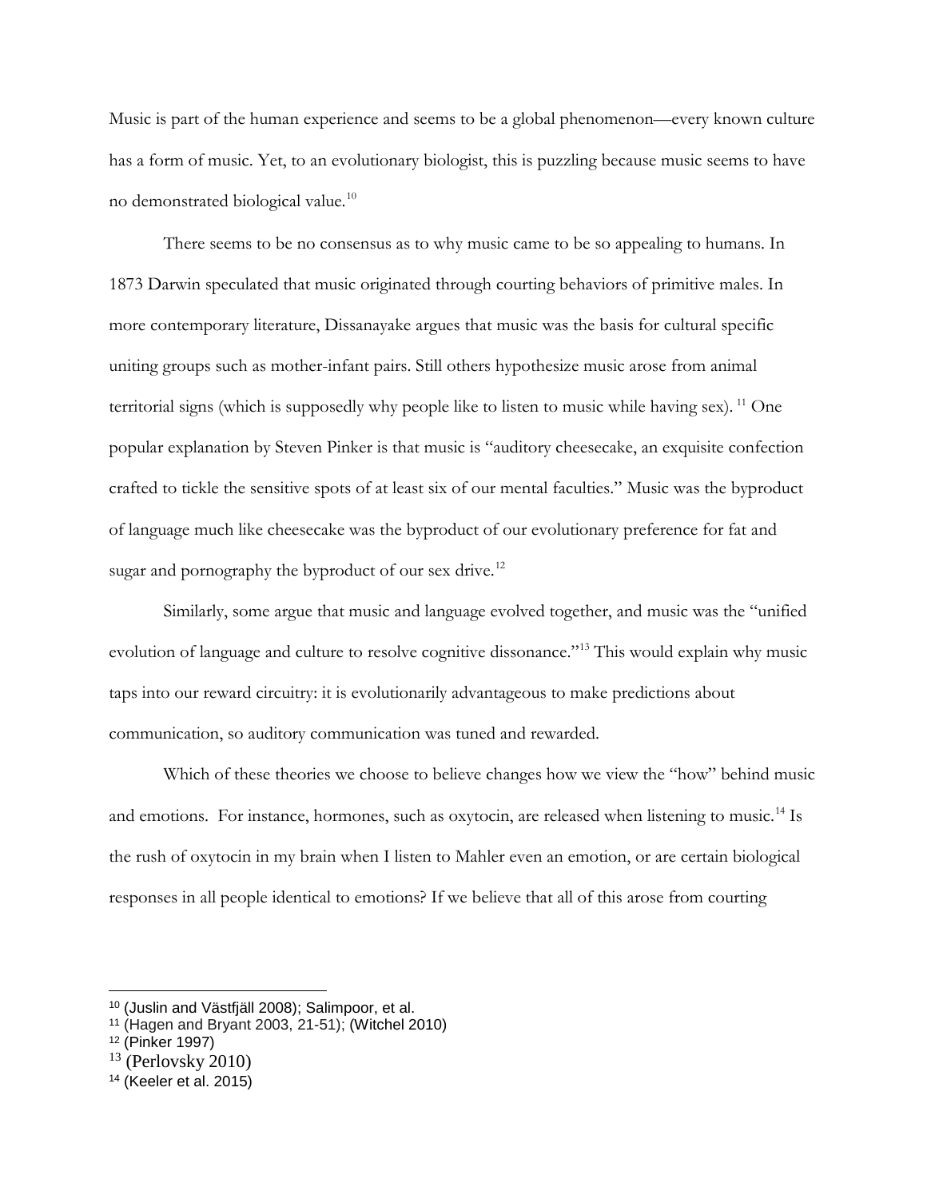Music is part of the human experience and seems to be a global phenomenon—every known culture has a form of music. Yet, to an evolutionary biologist, this is puzzling because music seems to have no demonstrated biological value.[10]

There seems to be no consensus as to why music came to be so appealing to humans. In 1873 Darwin speculated that music originated through courting behaviors of primitive males. In more contemporary literature, Dissanayake argues that music was the basis for cultural specific uniting groups such as mother-infant pairs. Still others hypothesize music arose from animal territorial signs (which is supposedly why people like to listen to music while having sex).[11] One popular explanation by Steven Pinker is that music is "auditory cheesecake, an exquisite confection crafted to tickle the sensitive spots of at least six of our mental faculties." Music was the byproduct of language much like cheesecake was the byproduct of our evolutionary preference for fat and sugar and pornography the byproduct of our sex drive.[12]

Similarly, some argue that music and language evolved together, and music was the "unified evolution of language and culture to resolve cognitive dissonance."[13] This would explain why music taps into our reward circuitry: it is evolutionarily advantageous to make predictions about communication, so auditory communication was tuned and rewarded.

Which of these theories we choose to believe changes how we view the "how" behind music and emotions. For instance, hormones, such as oxytocin, are released when listening to music.[14] Is the rush of oxytocin in my brain when I listen to Mahler even an emotion, or are certain biological responses in all people identical to emotions? If we believe that all of this arose from courting

---

[10] (Juslin and Västfjäll 2008); Salimpoor, et al.

[11] (Hagen and Bryant 2003, 21-51); (Witchel 2010)

[12] (Pinker 1997)

[13] (Perlovsky 2010)

[14] (Keeler et al. 2015)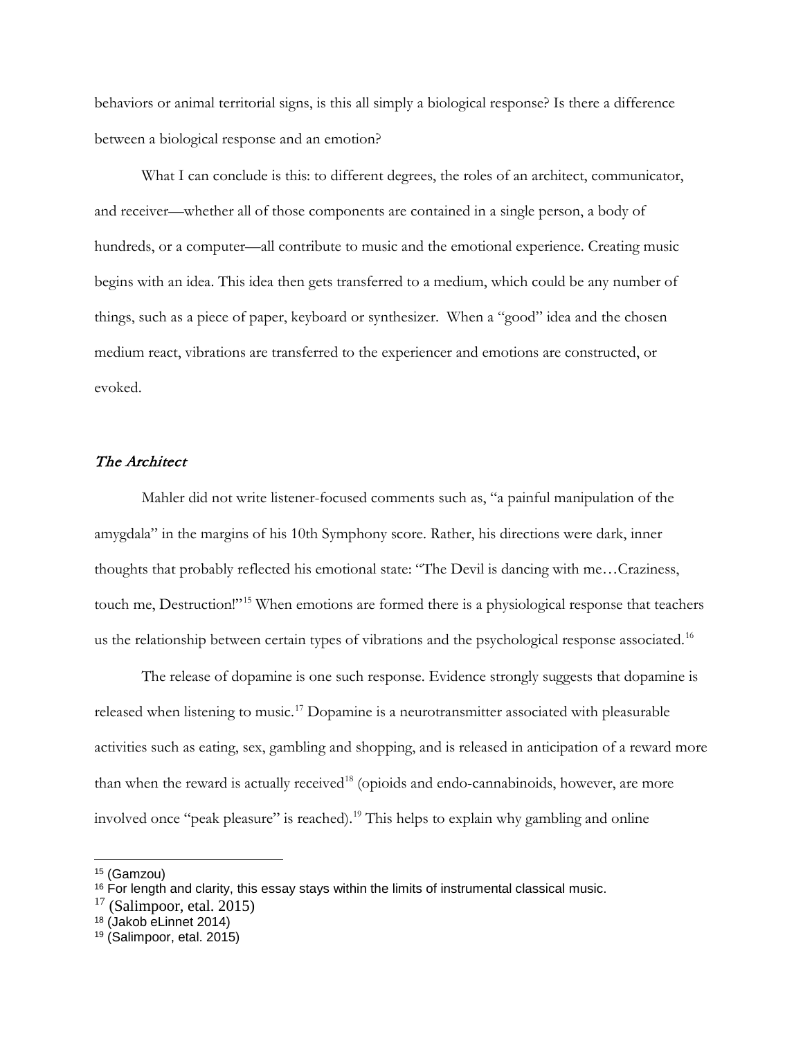behaviors or animal territorial signs, is this all simply a biological response? Is there a difference between a biological response and an emotion?

What I can conclude is this: to different degrees, the roles of an architect, communicator, and receiver—whether all of those components are contained in a single person, a body of hundreds, or a computer—all contribute to music and the emotional experience. Creating music begins with an idea. This idea then gets transferred to a medium, which could be any number of things, such as a piece of paper, keyboard or synthesizer. When a "good" idea and the chosen medium react, vibrations are transferred to the experiencer and emotions are constructed, or evoked.

## *The Architect*

Mahler did not write listener-focused comments such as, "a painful manipulation of the amygdala" in the margins of his 10th Symphony score. Rather, his directions were dark, inner thoughts that probably reflected his emotional state: "The Devil is dancing with me…Craziness, touch me, Destruction!"[15] When emotions are formed there is a physiological response that teachers us the relationship between certain types of vibrations and the psychological response associated.[16]

The release of dopamine is one such response. Evidence strongly suggests that dopamine is released when listening to music.[17] Dopamine is a neurotransmitter associated with pleasurable activities such as eating, sex, gambling and shopping, and is released in anticipation of a reward more than when the reward is actually received[18] (opioids and endo-cannabinoids, however, are more involved once "peak pleasure" is reached).[19] This helps to explain why gambling and online

---

[15] (Gamzou)

[16] For length and clarity, this essay stays within the limits of instrumental classical music.

[17] (Salimpoor, etal. 2015)

[18] (Jakob eLinnet 2014)

[19] (Salimpoor, etal. 2015)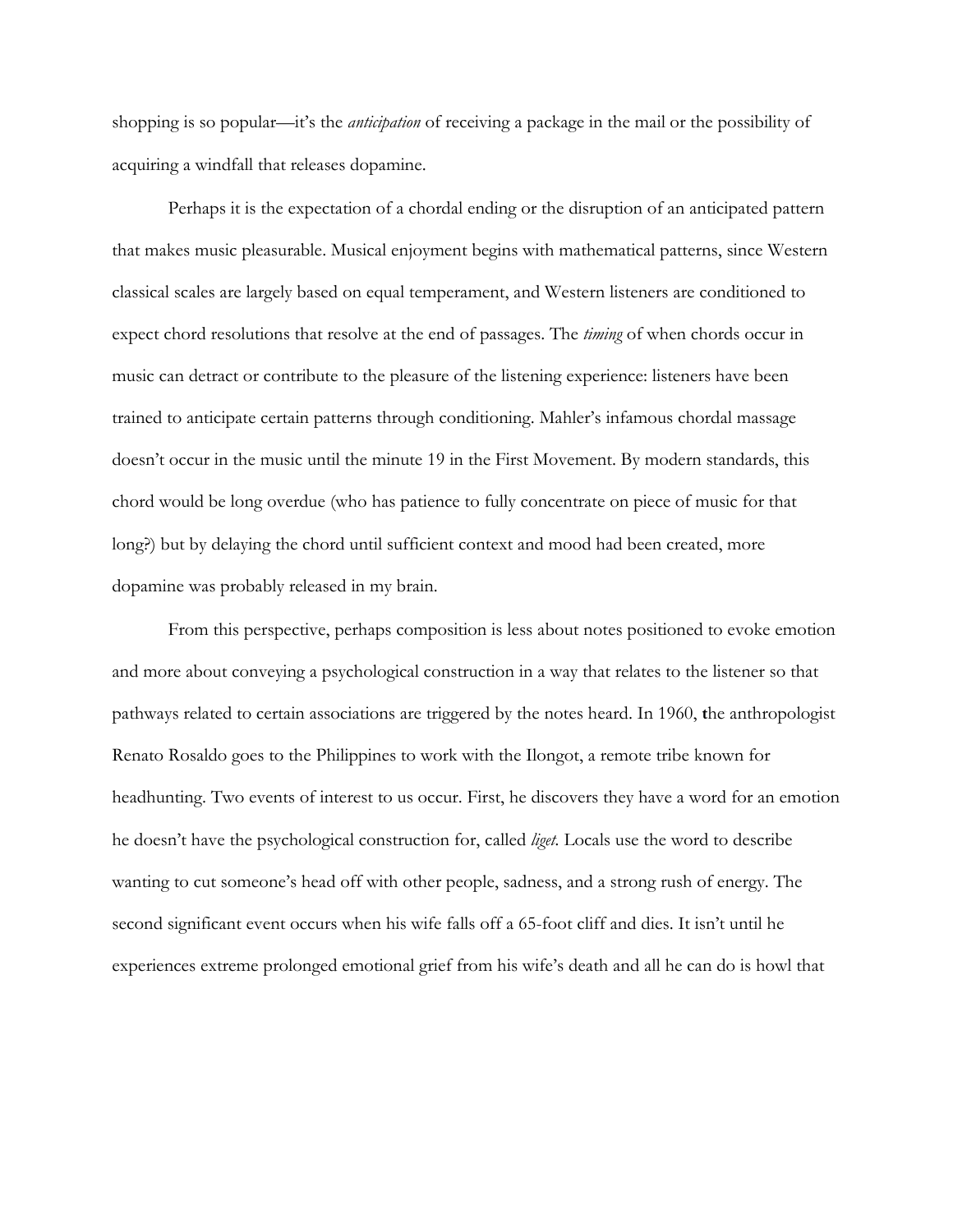shopping is so popular—it's the *anticipation* of receiving a package in the mail or the possibility of acquiring a windfall that releases dopamine.

Perhaps it is the expectation of a chordal ending or the disruption of an anticipated pattern that makes music pleasurable. Musical enjoyment begins with mathematical patterns, since Western classical scales are largely based on equal temperament, and Western listeners are conditioned to expect chord resolutions that resolve at the end of passages. The *timing* of when chords occur in music can detract or contribute to the pleasure of the listening experience: listeners have been trained to anticipate certain patterns through conditioning. Mahler's infamous chordal massage doesn't occur in the music until the minute 19 in the First Movement. By modern standards, this chord would be long overdue (who has patience to fully concentrate on piece of music for that long?) but by delaying the chord until sufficient context and mood had been created, more dopamine was probably released in my brain.

From this perspective, perhaps composition is less about notes positioned to evoke emotion and more about conveying a psychological construction in a way that relates to the listener so that pathways related to certain associations are triggered by the notes heard. In 1960, the anthropologist Renato Rosaldo goes to the Philippines to work with the Ilongot, a remote tribe known for headhunting. Two events of interest to us occur. First, he discovers they have a word for an emotion he doesn't have the psychological construction for, called *liget*. Locals use the word to describe wanting to cut someone's head off with other people, sadness, and a strong rush of energy. The second significant event occurs when his wife falls off a 65-foot cliff and dies. It isn't until he experiences extreme prolonged emotional grief from his wife's death and all he can do is howl that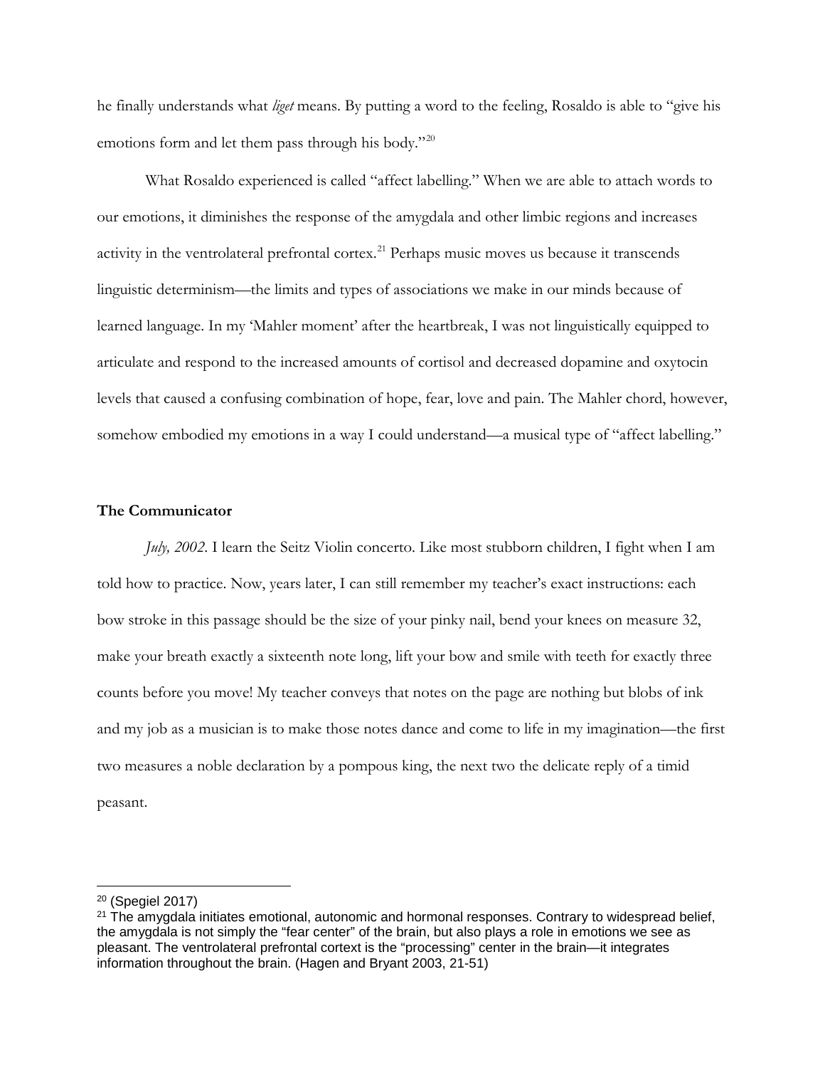he finally understands what *liget* means. By putting a word to the feeling, Rosaldo is able to "give his emotions form and let them pass through his body."[20]

What Rosaldo experienced is called "affect labelling." When we are able to attach words to our emotions, it diminishes the response of the amygdala and other limbic regions and increases activity in the ventrolateral prefrontal cortex.[21] Perhaps music moves us because it transcends linguistic determinism—the limits and types of associations we make in our minds because of learned language. In my 'Mahler moment' after the heartbreak, I was not linguistically equipped to articulate and respond to the increased amounts of cortisol and decreased dopamine and oxytocin levels that caused a confusing combination of hope, fear, love and pain. The Mahler chord, however, somehow embodied my emotions in a way I could understand—a musical type of "affect labelling."

**The Communicator**

*July, 2002*. I learn the Seitz Violin concerto. Like most stubborn children, I fight when I am told how to practice. Now, years later, I can still remember my teacher's exact instructions: each bow stroke in this passage should be the size of your pinky nail, bend your knees on measure 32, make your breath exactly a sixteenth note long, lift your bow and smile with teeth for exactly three counts before you move! My teacher conveys that notes on the page are nothing but blobs of ink and my job as a musician is to make those notes dance and come to life in my imagination—the first two measures a noble declaration by a pompous king, the next two the delicate reply of a timid peasant.

---

[20] (Spegiel 2017)

[21] The amygdala initiates emotional, autonomic and hormonal responses. Contrary to widespread belief, the amygdala is not simply the "fear center" of the brain, but also plays a role in emotions we see as pleasant. The ventrolateral prefrontal cortex is the "processing" center in the brain—it integrates information throughout the brain. (Hagen and Bryant 2003, 21-51)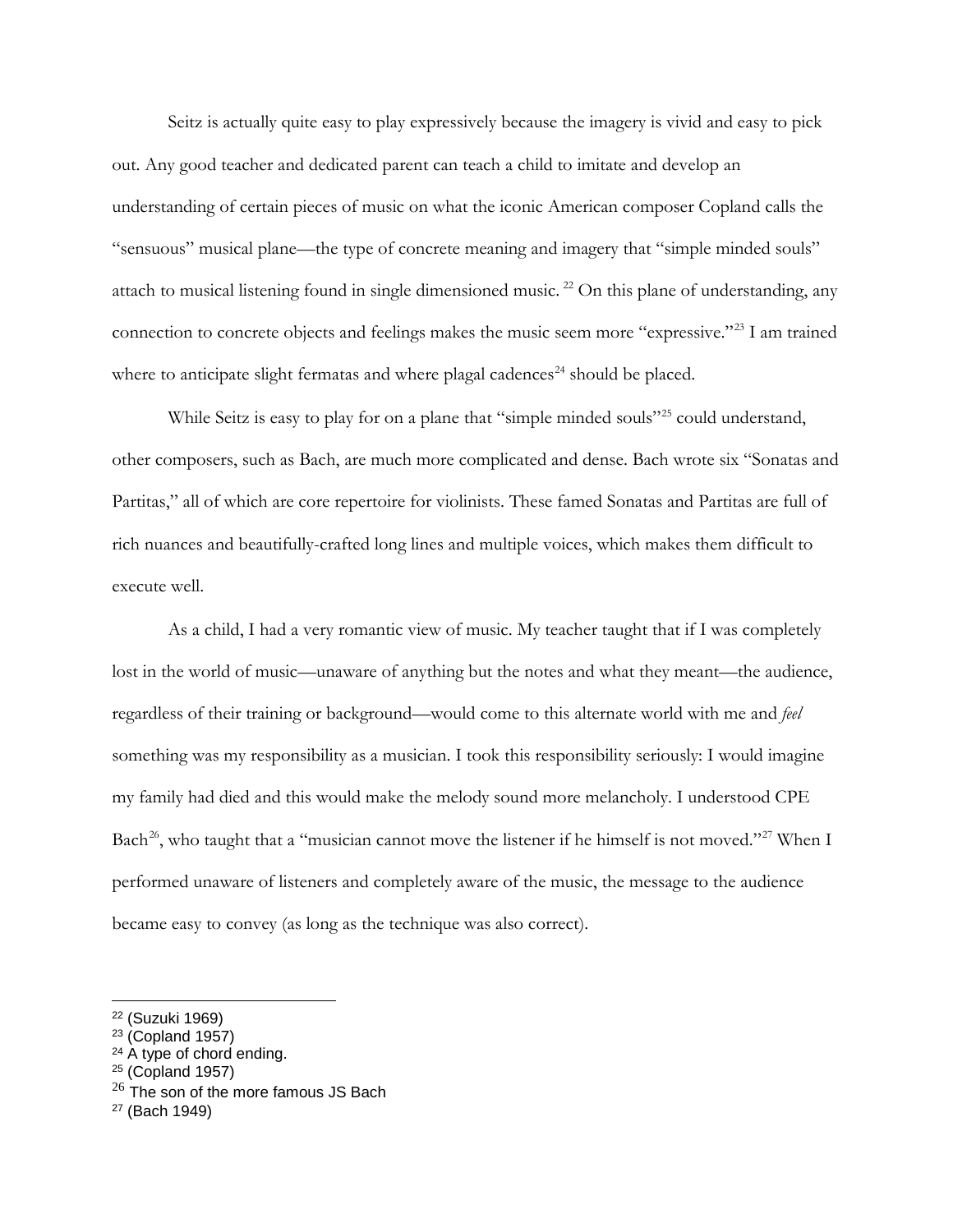Seitz is actually quite easy to play expressively because the imagery is vivid and easy to pick out. Any good teacher and dedicated parent can teach a child to imitate and develop an understanding of certain pieces of music on what the iconic American composer Copland calls the "sensuous" musical plane—the type of concrete meaning and imagery that "simple minded souls" attach to musical listening found in single dimensioned music. [22] On this plane of understanding, any connection to concrete objects and feelings makes the music seem more "expressive."[23] I am trained where to anticipate slight fermatas and where plagal cadences[24] should be placed.

While Seitz is easy to play for on a plane that "simple minded souls"[25] could understand, other composers, such as Bach, are much more complicated and dense. Bach wrote six "Sonatas and Partitas," all of which are core repertoire for violinists. These famed Sonatas and Partitas are full of rich nuances and beautifully-crafted long lines and multiple voices, which makes them difficult to execute well.

As a child, I had a very romantic view of music. My teacher taught that if I was completely lost in the world of music—unaware of anything but the notes and what they meant—the audience, regardless of their training or background—would come to this alternate world with me and *feel* something was my responsibility as a musician. I took this responsibility seriously: I would imagine my family had died and this would make the melody sound more melancholy. I understood CPE Bach[26], who taught that a "musician cannot move the listener if he himself is not moved."[27] When I performed unaware of listeners and completely aware of the music, the message to the audience became easy to convey (as long as the technique was also correct).

---

[22] (Suzuki 1969)
[23] (Copland 1957)
[24] A type of chord ending.
[25] (Copland 1957)
[26] The son of the more famous JS Bach
[27] (Bach 1949)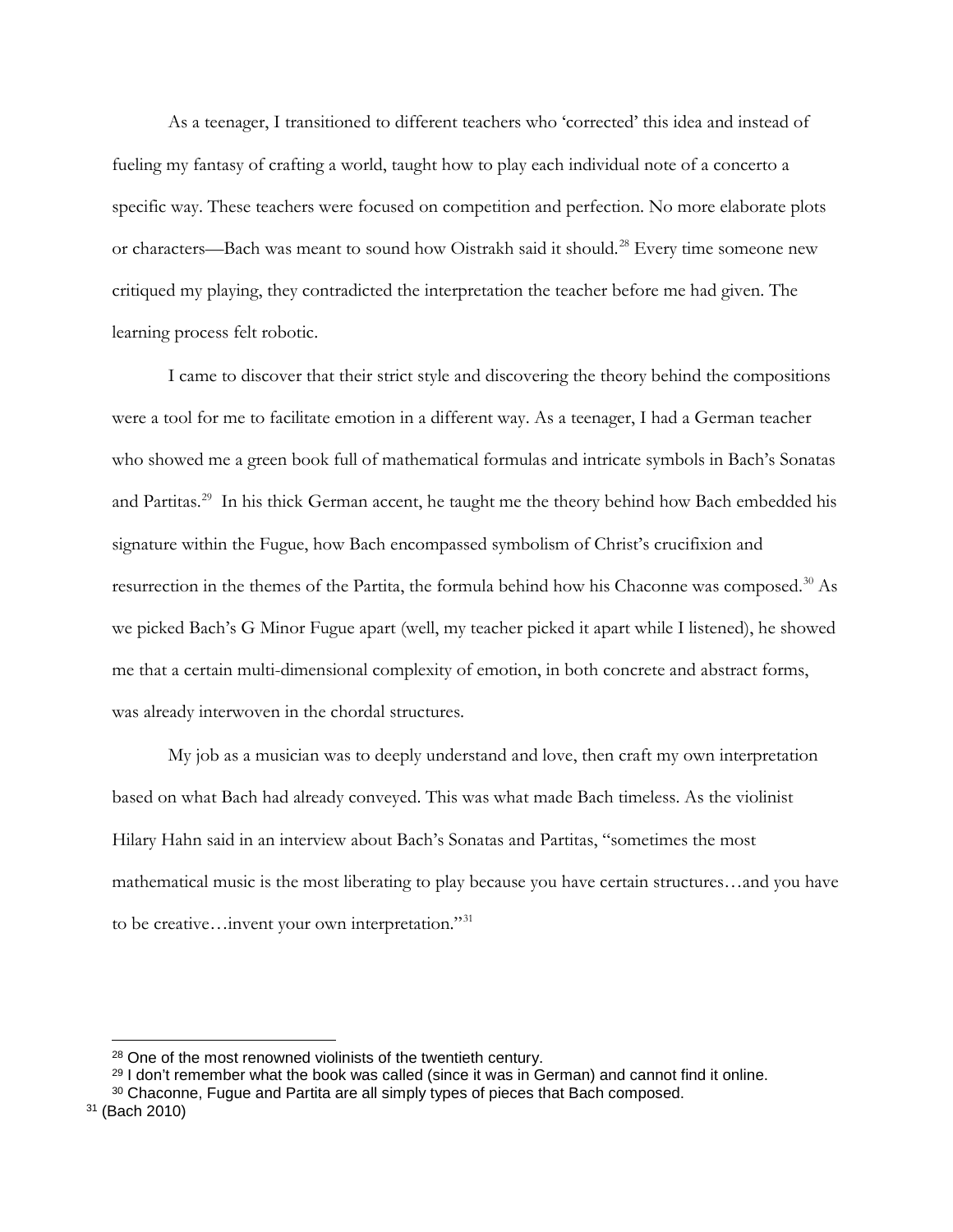As a teenager, I transitioned to different teachers who 'corrected' this idea and instead of fueling my fantasy of crafting a world, taught how to play each individual note of a concerto a specific way. These teachers were focused on competition and perfection. No more elaborate plots or characters—Bach was meant to sound how Oistrakh said it should.[28] Every time someone new critiqued my playing, they contradicted the interpretation the teacher before me had given. The learning process felt robotic.

I came to discover that their strict style and discovering the theory behind the compositions were a tool for me to facilitate emotion in a different way. As a teenager, I had a German teacher who showed me a green book full of mathematical formulas and intricate symbols in Bach's Sonatas and Partitas.[29] In his thick German accent, he taught me the theory behind how Bach embedded his signature within the Fugue, how Bach encompassed symbolism of Christ's crucifixion and resurrection in the themes of the Partita, the formula behind how his Chaconne was composed.[30] As we picked Bach's G Minor Fugue apart (well, my teacher picked it apart while I listened), he showed me that a certain multi-dimensional complexity of emotion, in both concrete and abstract forms, was already interwoven in the chordal structures.

My job as a musician was to deeply understand and love, then craft my own interpretation based on what Bach had already conveyed. This was what made Bach timeless. As the violinist Hilary Hahn said in an interview about Bach's Sonatas and Partitas, "sometimes the most mathematical music is the most liberating to play because you have certain structures…and you have to be creative…invent your own interpretation."[31]

---

[28] One of the most renowned violinists of the twentieth century.

[29] I don't remember what the book was called (since it was in German) and cannot find it online.

[30] Chaconne, Fugue and Partita are all simply types of pieces that Bach composed.

[31] (Bach 2010)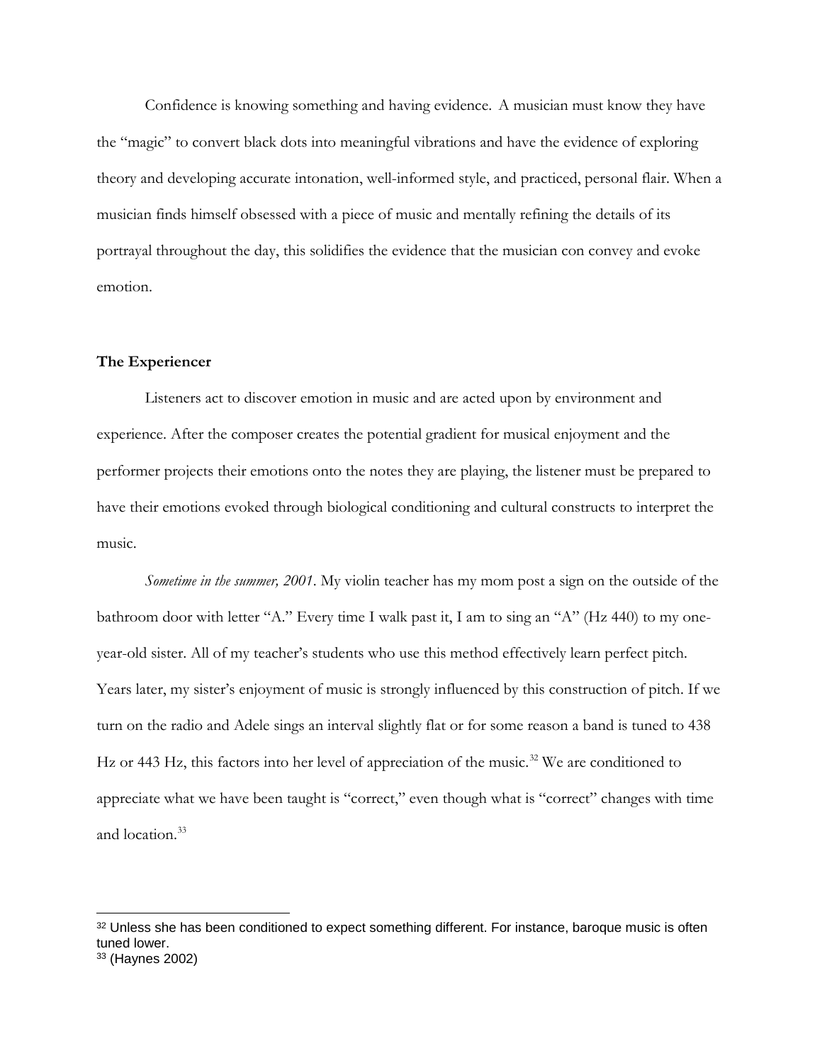Confidence is knowing something and having evidence. A musician must know they have the "magic" to convert black dots into meaningful vibrations and have the evidence of exploring theory and developing accurate intonation, well-informed style, and practiced, personal flair. When a musician finds himself obsessed with a piece of music and mentally refining the details of its portrayal throughout the day, this solidifies the evidence that the musician con convey and evoke emotion.

### The Experiencer

Listeners act to discover emotion in music and are acted upon by environment and experience. After the composer creates the potential gradient for musical enjoyment and the performer projects their emotions onto the notes they are playing, the listener must be prepared to have their emotions evoked through biological conditioning and cultural constructs to interpret the music.

*Sometime in the summer, 2001.* My violin teacher has my mom post a sign on the outside of the bathroom door with letter "A." Every time I walk past it, I am to sing an "A" (Hz 440) to my one-year-old sister. All of my teacher's students who use this method effectively learn perfect pitch. Years later, my sister's enjoyment of music is strongly influenced by this construction of pitch. If we turn on the radio and Adele sings an interval slightly flat or for some reason a band is tuned to 438 Hz or 443 Hz, this factors into her level of appreciation of the music.[32] We are conditioned to appreciate what we have been taught is "correct," even though what is "correct" changes with time and location.[33]

---

[32] Unless she has been conditioned to expect something different. For instance, baroque music is often tuned lower.

[33] (Haynes 2002)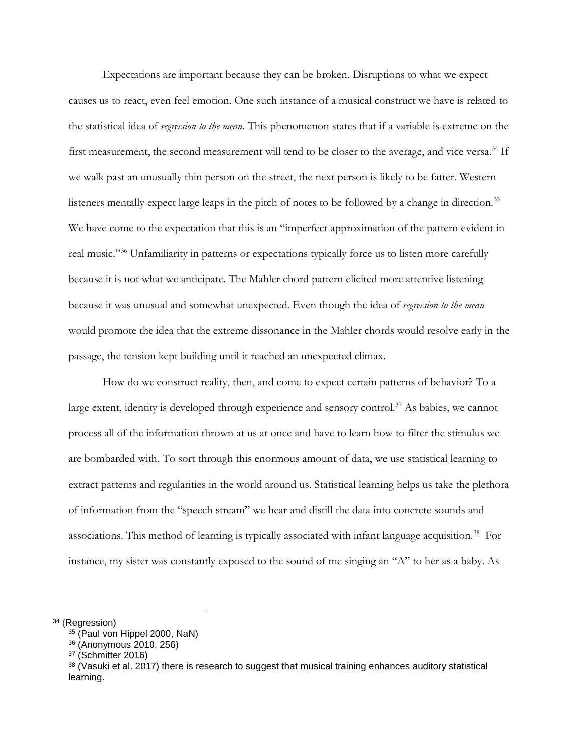Expectations are important because they can be broken. Disruptions to what we expect causes us to react, even feel emotion. One such instance of a musical construct we have is related to the statistical idea of *regression to the mean.* This phenomenon states that if a variable is extreme on the first measurement, the second measurement will tend to be closer to the average, and vice versa.[34] If we walk past an unusually thin person on the street, the next person is likely to be fatter. Western listeners mentally expect large leaps in the pitch of notes to be followed by a change in direction.[35] We have come to the expectation that this is an "imperfect approximation of the pattern evident in real music."[36] Unfamiliarity in patterns or expectations typically force us to listen more carefully because it is not what we anticipate. The Mahler chord pattern elicited more attentive listening because it was unusual and somewhat unexpected. Even though the idea of *regression to the mean* would promote the idea that the extreme dissonance in the Mahler chords would resolve early in the passage, the tension kept building until it reached an unexpected climax.

How do we construct reality, then, and come to expect certain patterns of behavior? To a large extent, identity is developed through experience and sensory control.[37] As babies, we cannot process all of the information thrown at us at once and have to learn how to filter the stimulus we are bombarded with. To sort through this enormous amount of data, we use statistical learning to extract patterns and regularities in the world around us. Statistical learning helps us take the plethora of information from the "speech stream" we hear and distill the data into concrete sounds and associations. This method of learning is typically associated with infant language acquisition.[38] For instance, my sister was constantly exposed to the sound of me singing an "A" to her as a baby. As

---

[34] (Regression)

[35] (Paul von Hippel 2000, NaN)

[36] (Anonymous 2010, 256)

[37] (Schmitter 2016)

[38] (Vasuki et al. 2017) there is research to suggest that musical training enhances auditory statistical learning.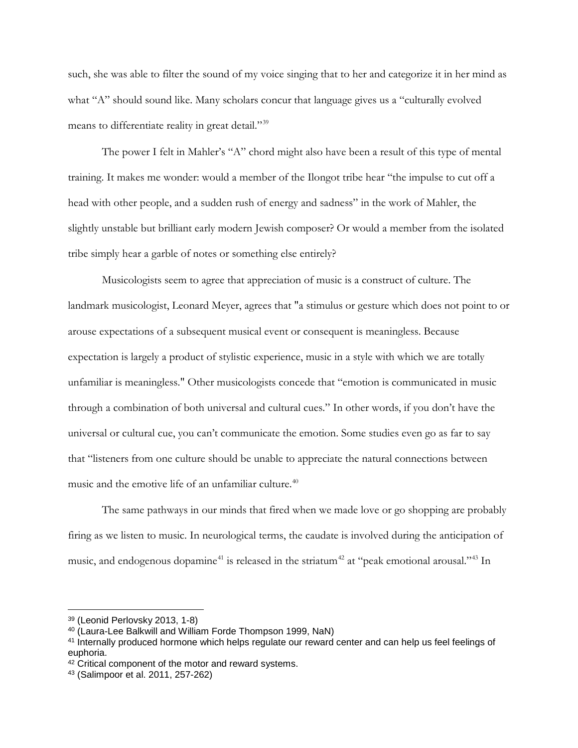such, she was able to filter the sound of my voice singing that to her and categorize it in her mind as what "A" should sound like. Many scholars concur that language gives us a "culturally evolved means to differentiate reality in great detail."[39]

The power I felt in Mahler's "A" chord might also have been a result of this type of mental training. It makes me wonder: would a member of the Ilongot tribe hear "the impulse to cut off a head with other people, and a sudden rush of energy and sadness" in the work of Mahler, the slightly unstable but brilliant early modern Jewish composer? Or would a member from the isolated tribe simply hear a garble of notes or something else entirely?

Musicologists seem to agree that appreciation of music is a construct of culture. The landmark musicologist, Leonard Meyer, agrees that "a stimulus or gesture which does not point to or arouse expectations of a subsequent musical event or consequent is meaningless. Because expectation is largely a product of stylistic experience, music in a style with which we are totally unfamiliar is meaningless." Other musicologists concede that "emotion is communicated in music through a combination of both universal and cultural cues." In other words, if you don't have the universal or cultural cue, you can't communicate the emotion. Some studies even go as far to say that "listeners from one culture should be unable to appreciate the natural connections between music and the emotive life of an unfamiliar culture.[40]

The same pathways in our minds that fired when we made love or go shopping are probably firing as we listen to music. In neurological terms, the caudate is involved during the anticipation of music, and endogenous dopamine[41] is released in the striatum[42] at "peak emotional arousal."[43] In

---

[39] (Leonid Perlovsky 2013, 1-8)

[40] (Laura-Lee Balkwill and William Forde Thompson 1999, NaN)

[41] Internally produced hormone which helps regulate our reward center and can help us feel feelings of euphoria.

[42] Critical component of the motor and reward systems.

[43] (Salimpoor et al. 2011, 257-262)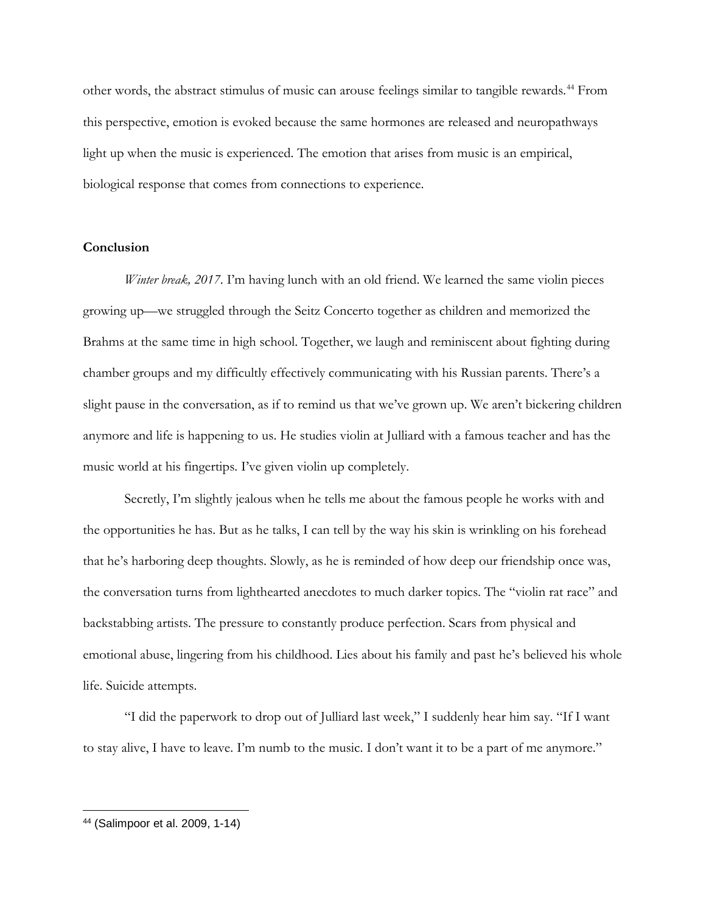other words, the abstract stimulus of music can arouse feelings similar to tangible rewards.[44] From this perspective, emotion is evoked because the same hormones are released and neuropathways light up when the music is experienced. The emotion that arises from music is an empirical, biological response that comes from connections to experience.

**Conclusion**

*Winter break, 2017.* I'm having lunch with an old friend. We learned the same violin pieces growing up—we struggled through the Seitz Concerto together as children and memorized the Brahms at the same time in high school. Together, we laugh and reminiscent about fighting during chamber groups and my difficultly effectively communicating with his Russian parents. There's a slight pause in the conversation, as if to remind us that we've grown up. We aren't bickering children anymore and life is happening to us. He studies violin at Julliard with a famous teacher and has the music world at his fingertips. I've given violin up completely.

Secretly, I'm slightly jealous when he tells me about the famous people he works with and the opportunities he has. But as he talks, I can tell by the way his skin is wrinkling on his forehead that he's harboring deep thoughts. Slowly, as he is reminded of how deep our friendship once was, the conversation turns from lighthearted anecdotes to much darker topics. The "violin rat race" and backstabbing artists. The pressure to constantly produce perfection. Scars from physical and emotional abuse, lingering from his childhood. Lies about his family and past he's believed his whole life. Suicide attempts.

"I did the paperwork to drop out of Julliard last week," I suddenly hear him say. "If I want to stay alive, I have to leave. I'm numb to the music. I don't want it to be a part of me anymore."

---

[44] (Salimpoor et al. 2009, 1-14)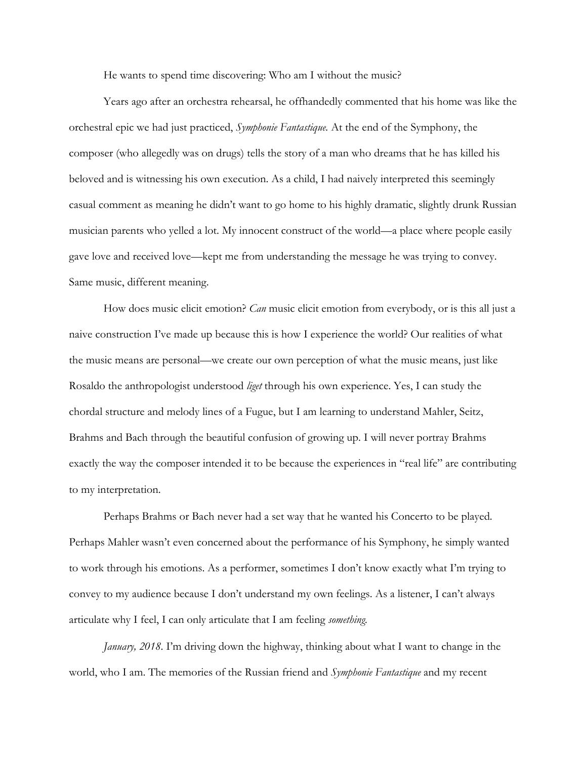He wants to spend time discovering: Who am I without the music?

Years ago after an orchestra rehearsal, he offhandedly commented that his home was like the orchestral epic we had just practiced, *Symphonie Fantastique.* At the end of the Symphony, the composer (who allegedly was on drugs) tells the story of a man who dreams that he has killed his beloved and is witnessing his own execution. As a child, I had naively interpreted this seemingly casual comment as meaning he didn't want to go home to his highly dramatic, slightly drunk Russian musician parents who yelled a lot. My innocent construct of the world—a place where people easily gave love and received love—kept me from understanding the message he was trying to convey. Same music, different meaning.

How does music elicit emotion? *Can* music elicit emotion from everybody, or is this all just a naive construction I've made up because this is how I experience the world? Our realities of what the music means are personal—we create our own perception of what the music means, just like Rosaldo the anthropologist understood *liget* through his own experience. Yes, I can study the chordal structure and melody lines of a Fugue, but I am learning to understand Mahler, Seitz, Brahms and Bach through the beautiful confusion of growing up. I will never portray Brahms exactly the way the composer intended it to be because the experiences in "real life" are contributing to my interpretation.

Perhaps Brahms or Bach never had a set way that he wanted his Concerto to be played. Perhaps Mahler wasn't even concerned about the performance of his Symphony, he simply wanted to work through his emotions. As a performer, sometimes I don't know exactly what I'm trying to convey to my audience because I don't understand my own feelings. As a listener, I can't always articulate why I feel, I can only articulate that I am feeling *something.*

*January, 2018*. I'm driving down the highway, thinking about what I want to change in the world, who I am. The memories of the Russian friend and *Symphonie Fantastique* and my recent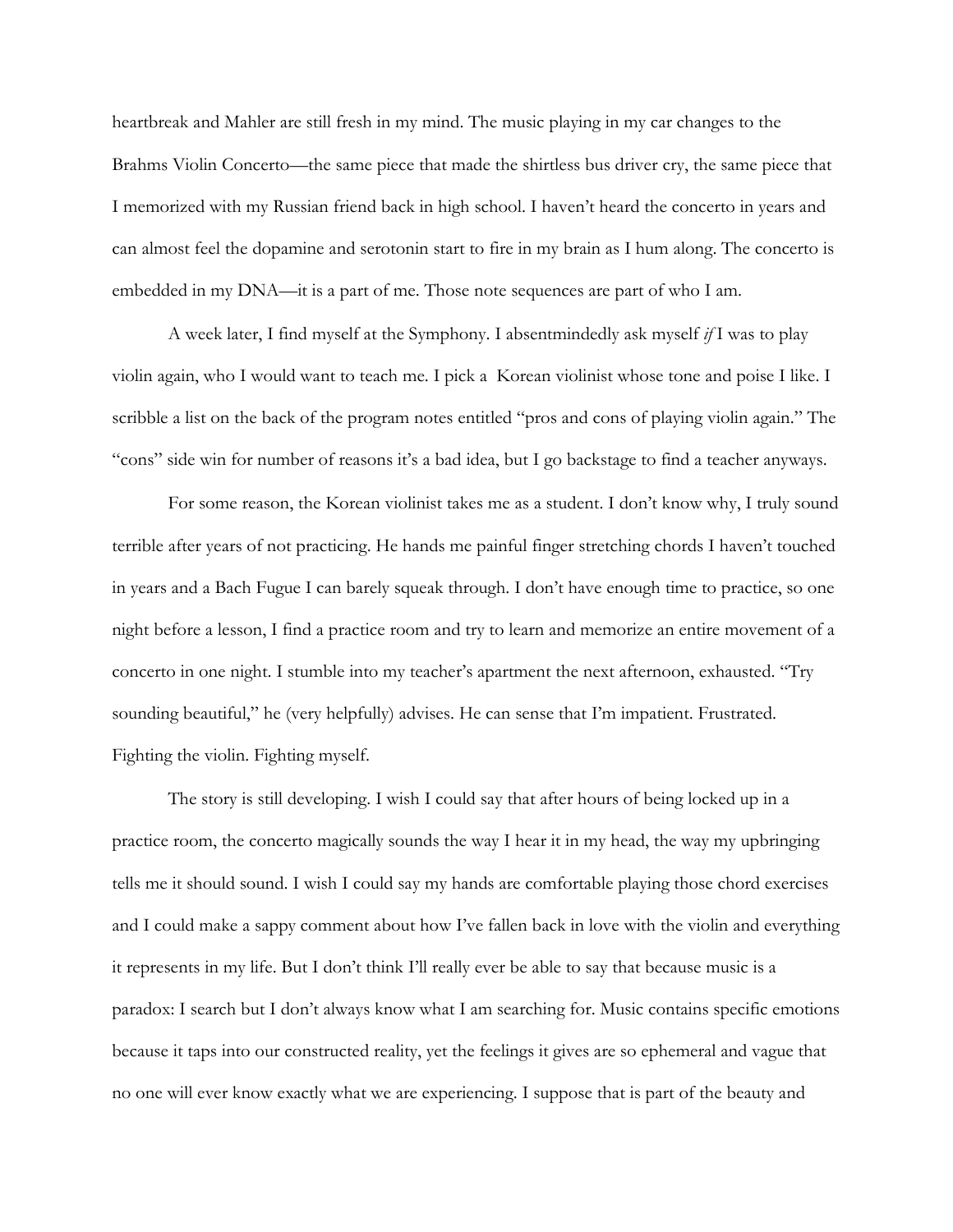heartbreak and Mahler are still fresh in my mind. The music playing in my car changes to the Brahms Violin Concerto—the same piece that made the shirtless bus driver cry, the same piece that I memorized with my Russian friend back in high school. I haven't heard the concerto in years and can almost feel the dopamine and serotonin start to fire in my brain as I hum along. The concerto is embedded in my DNA—it is a part of me. Those note sequences are part of who I am.

A week later, I find myself at the Symphony. I absentmindedly ask myself *if* I was to play violin again, who I would want to teach me. I pick a Korean violinist whose tone and poise I like. I scribble a list on the back of the program notes entitled "pros and cons of playing violin again." The "cons" side win for number of reasons it's a bad idea, but I go backstage to find a teacher anyways.

For some reason, the Korean violinist takes me as a student. I don't know why, I truly sound terrible after years of not practicing. He hands me painful finger stretching chords I haven't touched in years and a Bach Fugue I can barely squeak through. I don't have enough time to practice, so one night before a lesson, I find a practice room and try to learn and memorize an entire movement of a concerto in one night. I stumble into my teacher's apartment the next afternoon, exhausted. "Try sounding beautiful," he (very helpfully) advises. He can sense that I'm impatient. Frustrated. Fighting the violin. Fighting myself.

The story is still developing. I wish I could say that after hours of being locked up in a practice room, the concerto magically sounds the way I hear it in my head, the way my upbringing tells me it should sound. I wish I could say my hands are comfortable playing those chord exercises and I could make a sappy comment about how I've fallen back in love with the violin and everything it represents in my life. But I don't think I'll really ever be able to say that because music is a paradox: I search but I don't always know what I am searching for. Music contains specific emotions because it taps into our constructed reality, yet the feelings it gives are so ephemeral and vague that no one will ever know exactly what we are experiencing. I suppose that is part of the beauty and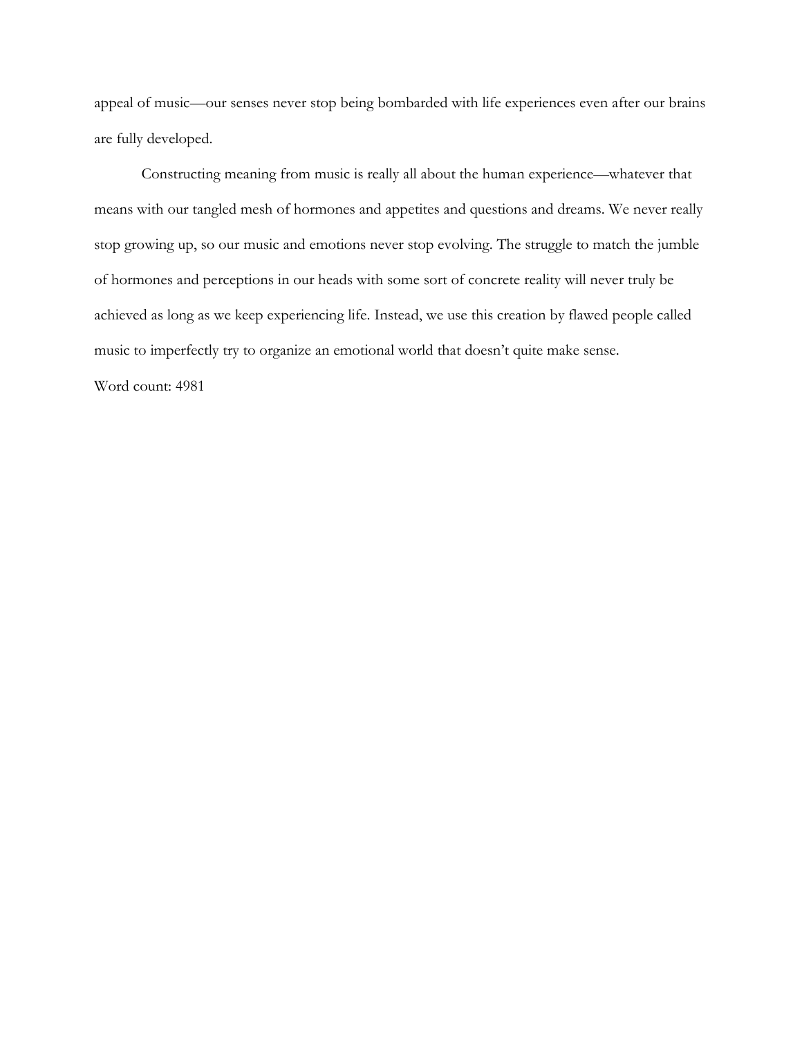appeal of music—our senses never stop being bombarded with life experiences even after our brains are fully developed.

Constructing meaning from music is really all about the human experience—whatever that means with our tangled mesh of hormones and appetites and questions and dreams. We never really stop growing up, so our music and emotions never stop evolving. The struggle to match the jumble of hormones and perceptions in our heads with some sort of concrete reality will never truly be achieved as long as we keep experiencing life. Instead, we use this creation by flawed people called music to imperfectly try to organize an emotional world that doesn't quite make sense.

Word count: 4981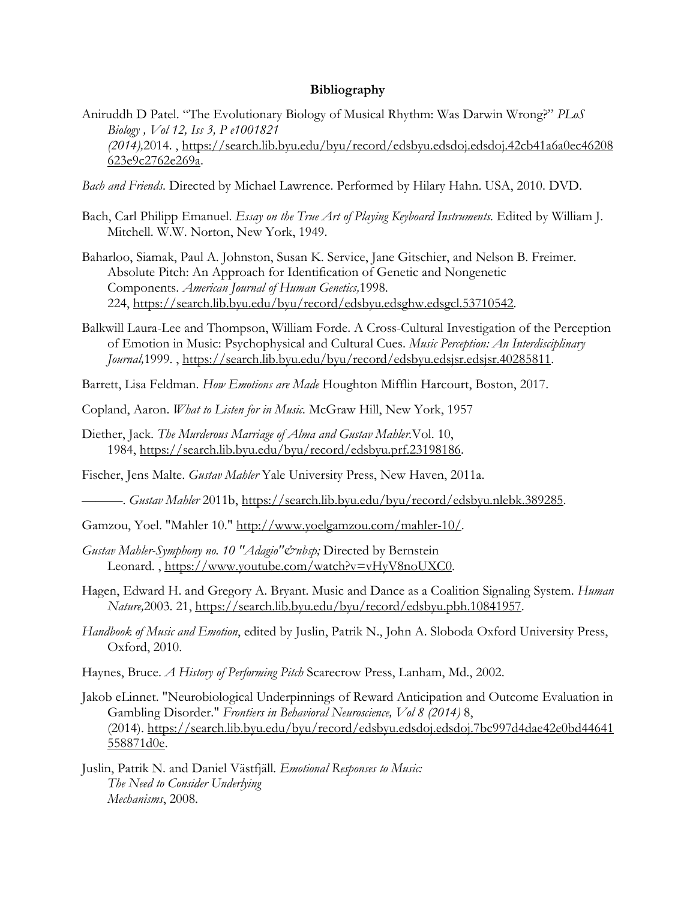**Bibliography**

Aniruddh D Patel. "The Evolutionary Biology of Musical Rhythm: Was Darwin Wrong?" *PLoS Biology , Vol 12, Iss 3, P e1001821 (2014),*2014. , https://search.lib.byu.edu/byu/record/edsbyu.edsdoj.edsdoj.42cb41a6a0ec46208623e9c2762e269a.

*Bach and Friends*. Directed by Michael Lawrence. Performed by Hilary Hahn. USA, 2010. DVD.

Bach, Carl Philipp Emanuel. *Essay on the True Art of Playing Keyboard Instruments*. Edited by William J. Mitchell. W.W. Norton, New York, 1949.

Baharloo, Siamak, Paul A. Johnston, Susan K. Service, Jane Gitschier, and Nelson B. Freimer. Absolute Pitch: An Approach for Identification of Genetic and Nongenetic Components. *American Journal of Human Genetics,*1998. 224, https://search.lib.byu.edu/byu/record/edsbyu.edsghw.edsgcl.53710542.

Balkwill Laura-Lee and Thompson, William Forde. A Cross-Cultural Investigation of the Perception of Emotion in Music: Psychophysical and Cultural Cues. *Music Perception: An Interdisciplinary Journal,*1999. , https://search.lib.byu.edu/byu/record/edsbyu.edsjsr.edsjsr.40285811.

Barrett, Lisa Feldman. *How Emotions are Made* Houghton Mifflin Harcourt, Boston, 2017.

Copland, Aaron. *What to Listen for in Music.* McGraw Hill, New York, 1957

Diether, Jack. *The Murderous Marriage of Alma and Gustav Mahler.*Vol. 10, 1984, https://search.lib.byu.edu/byu/record/edsbyu.prf.23198186.

Fischer, Jens Malte. *Gustav Mahler* Yale University Press, New Haven, 2011a.

———. *Gustav Mahler* 2011b, https://search.lib.byu.edu/byu/record/edsbyu.nlebk.389285.

Gamzou, Yoel. "Mahler 10." http://www.yoelgamzou.com/mahler-10/.

*Gustav Mahler-Symphony no. 10 "Adagio"&nbsp;* Directed by Bernstein Leonard. , https://www.youtube.com/watch?v=vHyV8noUXC0.

Hagen, Edward H. and Gregory A. Bryant. Music and Dance as a Coalition Signaling System. *Human Nature,*2003. 21, https://search.lib.byu.edu/byu/record/edsbyu.pbh.10841957.

*Handbook of Music and Emotion*, edited by Juslin, Patrik N., John A. Sloboda Oxford University Press, Oxford, 2010.

Haynes, Bruce. *A History of Performing Pitch* Scarecrow Press, Lanham, Md., 2002.

Jakob eLinnet. "Neurobiological Underpinnings of Reward Anticipation and Outcome Evaluation in Gambling Disorder." *Frontiers in Behavioral Neuroscience, Vol 8 (2014)* 8, (2014). https://search.lib.byu.edu/byu/record/edsbyu.edsdoj.edsdoj.7bc997d4dae42e0bd44641558871d0e.

Juslin, Patrik N. and Daniel Västfjäll. *Emotional Responses to Music: The Need to Consider Underlying Mechanisms*, 2008.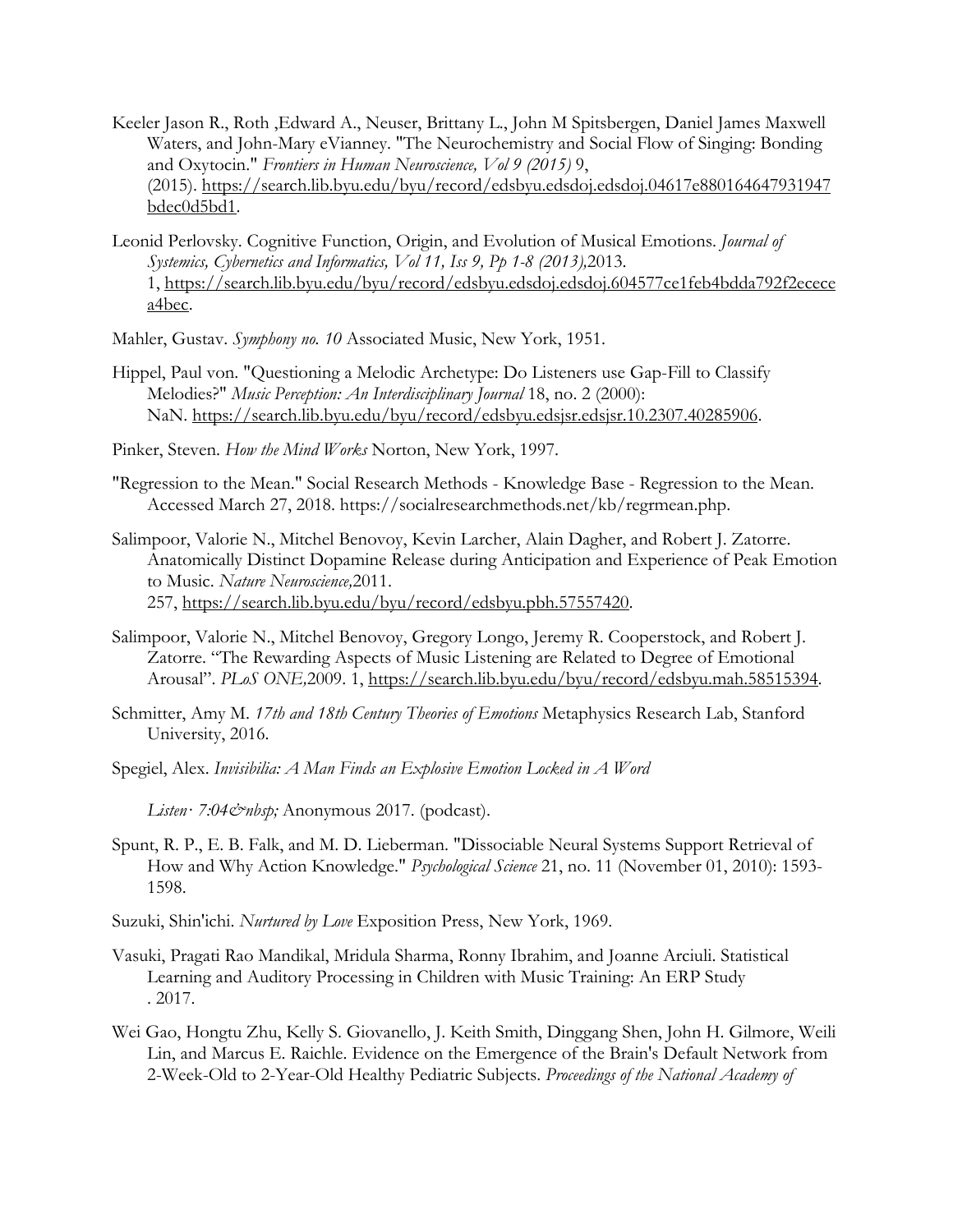Keeler Jason R., Roth ,Edward A., Neuser, Brittany L., John M Spitsbergen, Daniel James Maxwell Waters, and John-Mary eVianney. "The Neurochemistry and Social Flow of Singing: Bonding and Oxytocin." *Frontiers in Human Neuroscience, Vol 9 (2015)* 9, (2015). https://search.lib.byu.edu/byu/record/edsbyu.edsdoj.edsdoj.04617e880164647931947bdec0d5bd1.

Leonid Perlovsky. Cognitive Function, Origin, and Evolution of Musical Emotions. *Journal of Systemics, Cybernetics and Informatics, Vol 11, Iss 9, Pp 1-8 (2013),*2013. 1, https://search.lib.byu.edu/byu/record/edsbyu.edsdoj.edsdoj.604577ce1feb4bdda792f2ececea4bec.

Mahler, Gustav. *Symphony no. 10* Associated Music, New York, 1951.

Hippel, Paul von. "Questioning a Melodic Archetype: Do Listeners use Gap-Fill to Classify Melodies?" *Music Perception: An Interdisciplinary Journal* 18, no. 2 (2000): NaN. https://search.lib.byu.edu/byu/record/edsbyu.edsjsr.edsjsr.10.2307.40285906.

Pinker, Steven. *How the Mind Works* Norton, New York, 1997.

"Regression to the Mean." Social Research Methods - Knowledge Base - Regression to the Mean. Accessed March 27, 2018. https://socialresearchmethods.net/kb/regrmean.php.

Salimpoor, Valorie N., Mitchel Benovoy, Kevin Larcher, Alain Dagher, and Robert J. Zatorre. Anatomically Distinct Dopamine Release during Anticipation and Experience of Peak Emotion to Music. *Nature Neuroscience,*2011. 257, https://search.lib.byu.edu/byu/record/edsbyu.pbh.57557420.

Salimpoor, Valorie N., Mitchel Benovoy, Gregory Longo, Jeremy R. Cooperstock, and Robert J. Zatorre. "The Rewarding Aspects of Music Listening are Related to Degree of Emotional Arousal". *PLoS ONE,*2009. 1, https://search.lib.byu.edu/byu/record/edsbyu.mah.58515394.

Schmitter, Amy M. *17th and 18th Century Theories of Emotions* Metaphysics Research Lab, Stanford University, 2016.

Spegiel, Alex. *Invisibilia: A Man Finds an Explosive Emotion Locked in A Word*

*Listen · 7:04&nbsp;* Anonymous 2017. (podcast).

Spunt, R. P., E. B. Falk, and M. D. Lieberman. "Dissociable Neural Systems Support Retrieval of How and Why Action Knowledge." *Psychological Science* 21, no. 11 (November 01, 2010): 1593-1598.

Suzuki, Shin'ichi. *Nurtured by Love* Exposition Press, New York, 1969.

Vasuki, Pragati Rao Mandikal, Mridula Sharma, Ronny Ibrahim, and Joanne Arciuli. Statistical Learning and Auditory Processing in Children with Music Training: An ERP Study . 2017.

Wei Gao, Hongtu Zhu, Kelly S. Giovanello, J. Keith Smith, Dinggang Shen, John H. Gilmore, Weili Lin, and Marcus E. Raichle. Evidence on the Emergence of the Brain's Default Network from 2-Week-Old to 2-Year-Old Healthy Pediatric Subjects. *Proceedings of the National Academy of*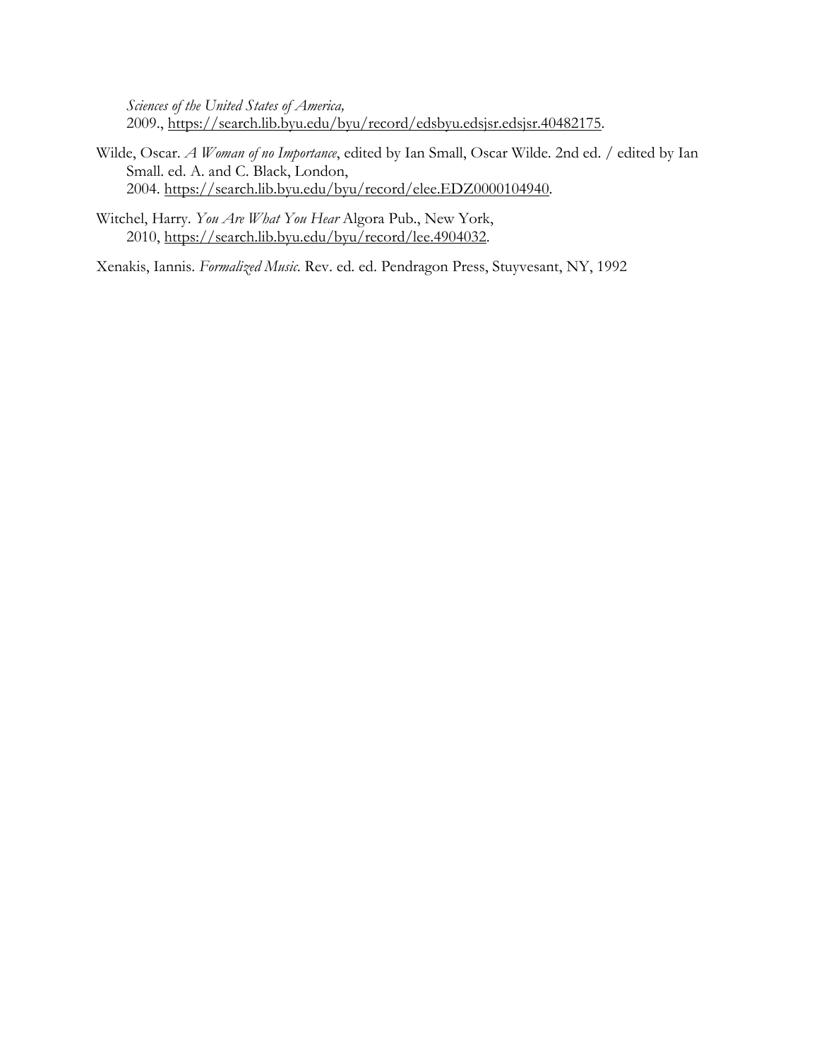*Sciences of the United States of America,* 2009., https://search.lib.byu.edu/byu/record/edsbyu.edsjsr.edsjsr.40482175.

Wilde, Oscar. *A Woman of no Importance*, edited by Ian Small, Oscar Wilde. 2nd ed. / edited by Ian Small. ed. A. and C. Black, London, 2004. https://search.lib.byu.edu/byu/record/elee.EDZ0000104940.

Witchel, Harry. *You Are What You Hear* Algora Pub., New York, 2010, https://search.lib.byu.edu/byu/record/lee.4904032.

Xenakis, Iannis. *Formalized Music*. Rev. ed. ed. Pendragon Press, Stuyvesant, NY, 1992